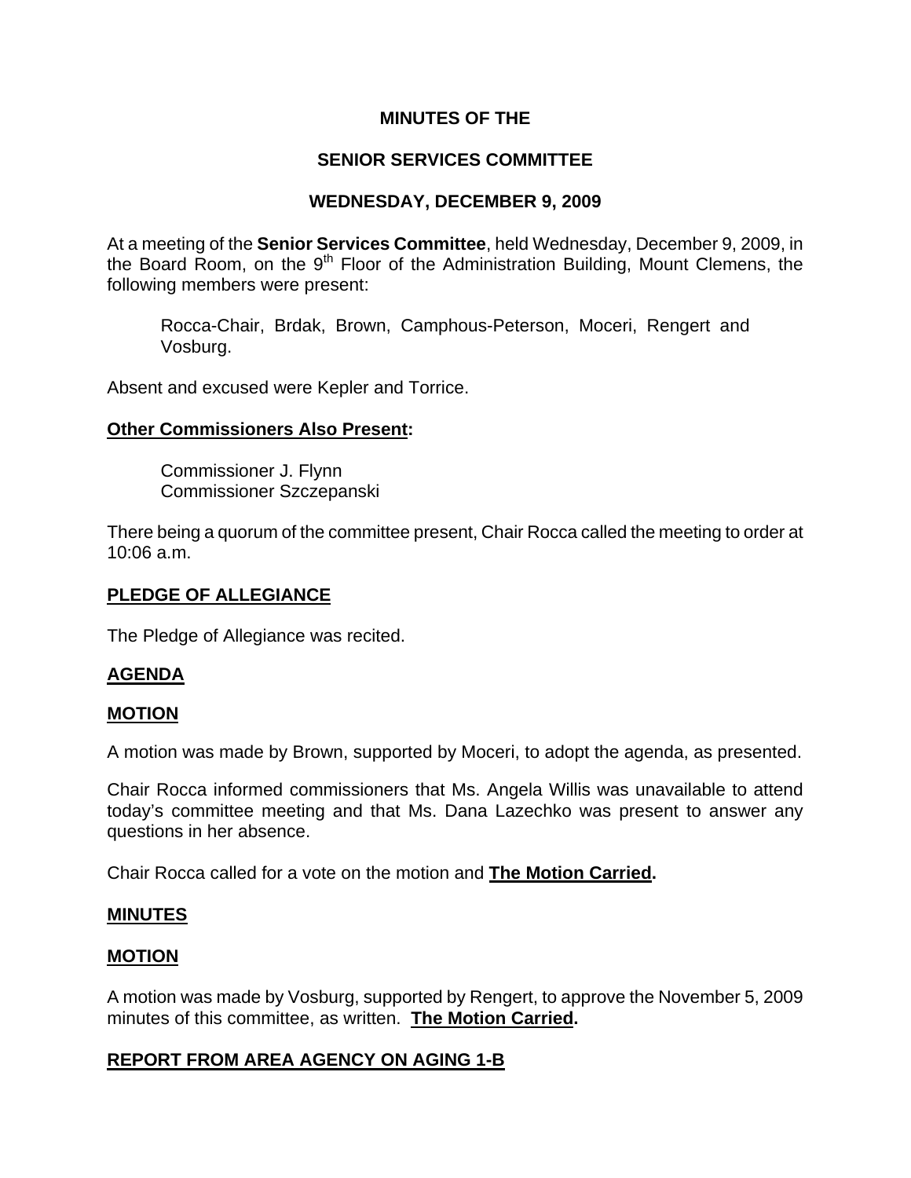# MINUTES OF THE

# SENIOR SERVICES COMMITTEE

# WEDNESDAY, DECEMBER 9, 2009

At a meeting of the **Senior Services Committee**, held Wednesday, December 9, 2009, in the Board Room, on the 9th Floor of the Administration Building, Mount Clemens, the following members were present:

> Rocca-Chair, Brdak, Brown, Camphous-Peterson, Moceri, Rengert and Vosburg.

Absent and excused were Kepler and Torrice.

**Other Commissioners Also Present:**

> Commissioner J. Flynn
> Commissioner Szczepanski

There being a quorum of the committee present, Chair Rocca called the meeting to order at 10:06 a.m.

## PLEDGE OF ALLEGIANCE

The Pledge of Allegiance was recited.

## AGENDA

## MOTION

A motion was made by Brown, supported by Moceri, to adopt the agenda, as presented.

Chair Rocca informed commissioners that Ms. Angela Willis was unavailable to attend today's committee meeting and that Ms. Dana Lazechko was present to answer any questions in her absence.

Chair Rocca called for a vote on the motion and **The Motion Carried.**

## MINUTES

## MOTION

A motion was made by Vosburg, supported by Rengert, to approve the November 5, 2009 minutes of this committee, as written. **The Motion Carried.**

## REPORT FROM AREA AGENCY ON AGING 1-B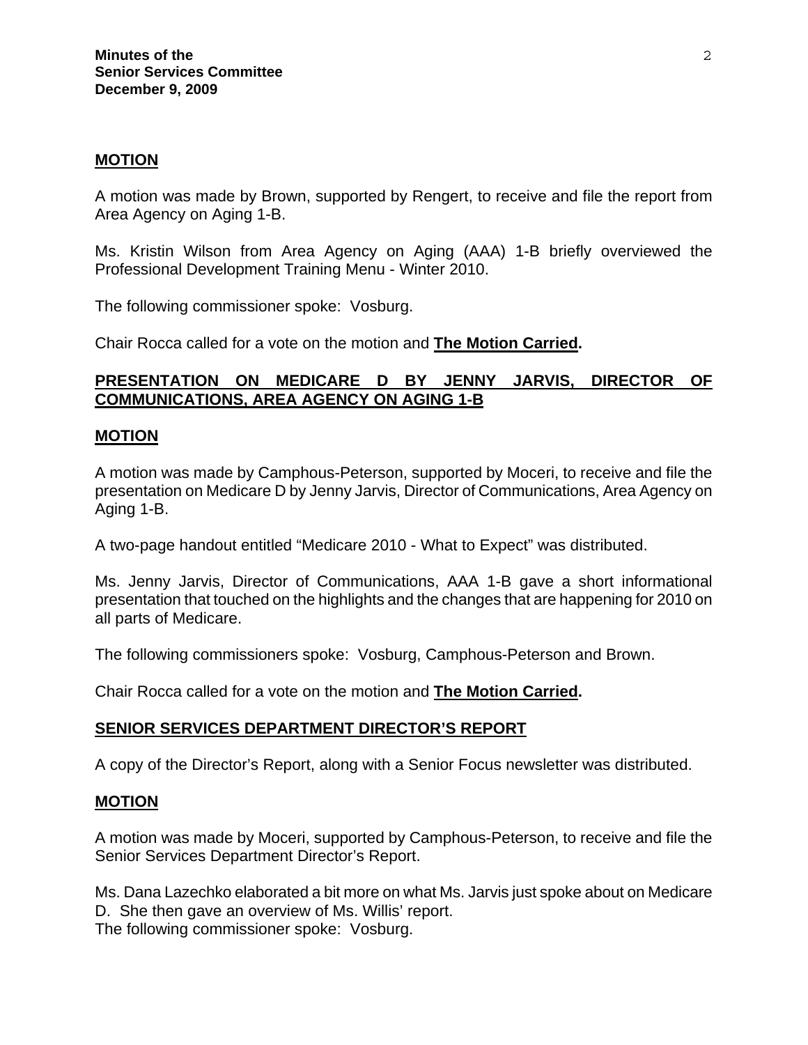## MOTION

A motion was made by Brown, supported by Rengert, to receive and file the report from Area Agency on Aging 1-B.

Ms. Kristin Wilson from Area Agency on Aging (AAA) 1-B briefly overviewed the Professional Development Training Menu - Winter 2010.

The following commissioner spoke: Vosburg.

Chair Rocca called for a vote on the motion and **The Motion Carried.**

## PRESENTATION ON MEDICARE D BY JENNY JARVIS, DIRECTOR OF COMMUNICATIONS, AREA AGENCY ON AGING 1-B

## MOTION

A motion was made by Camphous-Peterson, supported by Moceri, to receive and file the presentation on Medicare D by Jenny Jarvis, Director of Communications, Area Agency on Aging 1-B.

A two-page handout entitled "Medicare 2010 - What to Expect" was distributed.

Ms. Jenny Jarvis, Director of Communications, AAA 1-B gave a short informational presentation that touched on the highlights and the changes that are happening for 2010 on all parts of Medicare.

The following commissioners spoke: Vosburg, Camphous-Peterson and Brown.

Chair Rocca called for a vote on the motion and **The Motion Carried.**

## SENIOR SERVICES DEPARTMENT DIRECTOR'S REPORT

A copy of the Director's Report, along with a Senior Focus newsletter was distributed.

## MOTION

A motion was made by Moceri, supported by Camphous-Peterson, to receive and file the Senior Services Department Director's Report.

Ms. Dana Lazechko elaborated a bit more on what Ms. Jarvis just spoke about on Medicare D. She then gave an overview of Ms. Willis' report.
The following commissioner spoke: Vosburg.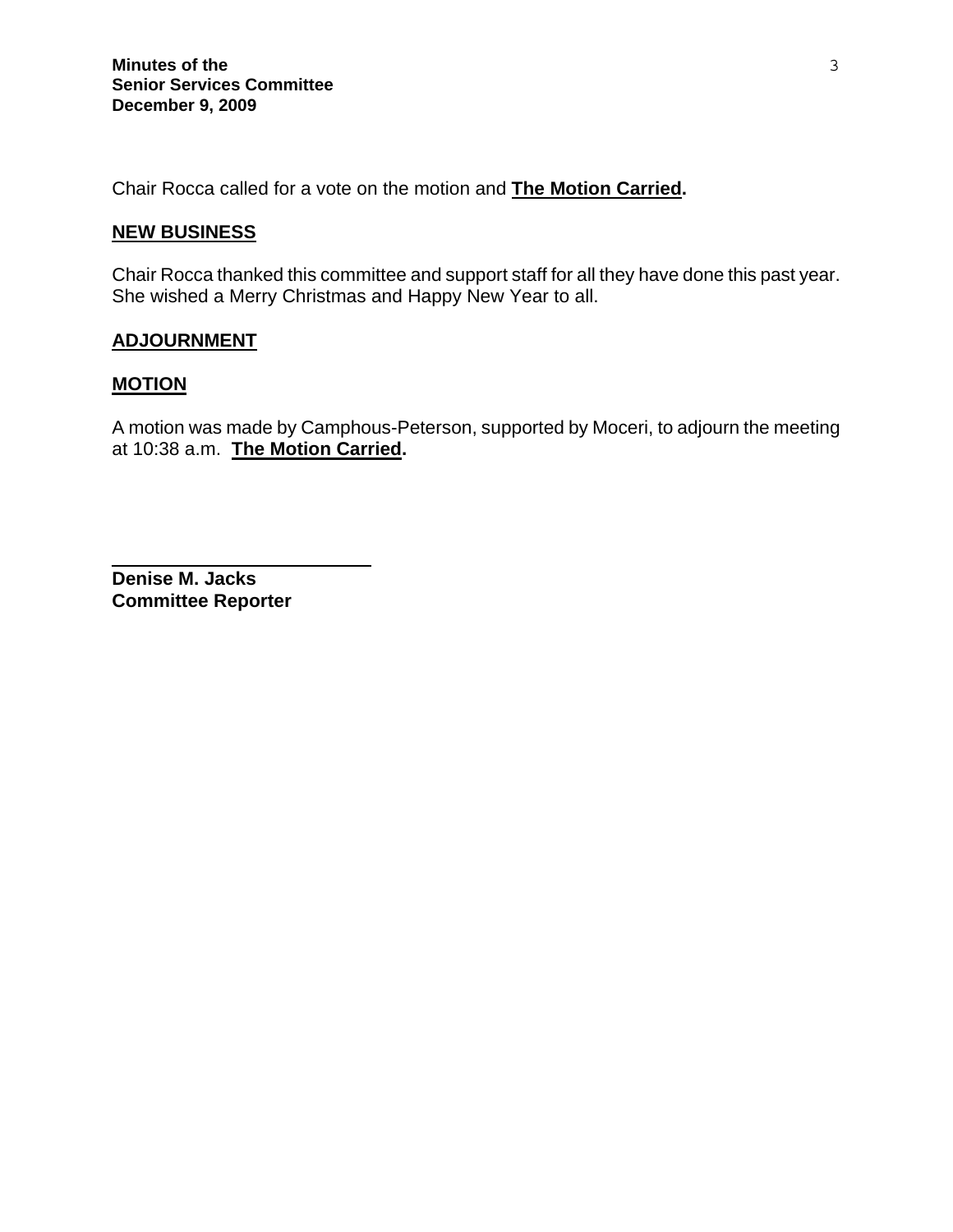Chair Rocca called for a vote on the motion and **The Motion Carried.**

## NEW BUSINESS

Chair Rocca thanked this committee and support staff for all they have done this past year. She wished a Merry Christmas and Happy New Year to all.

## ADJOURNMENT

## MOTION

A motion was made by Camphous-Peterson, supported by Moceri, to adjourn the meeting at 10:38 a.m. **The Motion Carried.**

\_\_\_\_\_\_\_\_\_\_\_\_\_\_\_\_\_\_\_\_\_\_\_\_\_\_\_\_

**Denise M. Jacks**
**Committee Reporter**